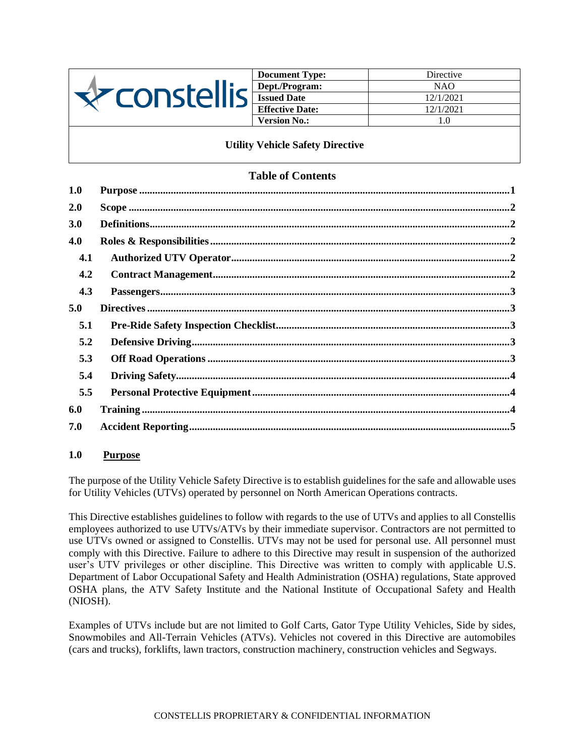| constellis | Document Type: | Directive |
| --- | --- | --- |
| | Dept./Program: | NAO |
| | Issued Date | 12/1/2021 |
| | Effective Date: | 12/1/2021 |
| | Version No.: | 1.0 |

**Utility Vehicle Safety Directive**

## Table of Contents

| | | |
| --- | --- | --- |
| **1.0** | **Purpose** | **1** |
| **2.0** | **Scope** | **2** |
| **3.0** | **Definitions** | **2** |
| **4.0** | **Roles & Responsibilities** | **2** |
| **4.1** | **Authorized UTV Operator** | **2** |
| **4.2** | **Contract Management** | **2** |
| **4.3** | **Passengers** | **3** |
| **5.0** | **Directives** | **3** |
| **5.1** | **Pre-Ride Safety Inspection Checklist** | **3** |
| **5.2** | **Defensive Driving** | **3** |
| **5.3** | **Off Road Operations** | **3** |
| **5.4** | **Driving Safety** | **4** |
| **5.5** | **Personal Protective Equipment** | **4** |
| **6.0** | **Training** | **4** |
| **7.0** | **Accident Reporting** | **5** |

## 1.0 Purpose

The purpose of the Utility Vehicle Safety Directive is to establish guidelines for the safe and allowable uses for Utility Vehicles (UTVs) operated by personnel on North American Operations contracts.

This Directive establishes guidelines to follow with regards to the use of UTVs and applies to all Constellis employees authorized to use UTVs/ATVs by their immediate supervisor. Contractors are not permitted to use UTVs owned or assigned to Constellis. UTVs may not be used for personal use. All personnel must comply with this Directive. Failure to adhere to this Directive may result in suspension of the authorized user's UTV privileges or other discipline. This Directive was written to comply with applicable U.S. Department of Labor Occupational Safety and Health Administration (OSHA) regulations, State approved OSHA plans, the ATV Safety Institute and the National Institute of Occupational Safety and Health (NIOSH).

Examples of UTVs include but are not limited to Golf Carts, Gator Type Utility Vehicles, Side by sides, Snowmobiles and All-Terrain Vehicles (ATVs). Vehicles not covered in this Directive are automobiles (cars and trucks), forklifts, lawn tractors, construction machinery, construction vehicles and Segways.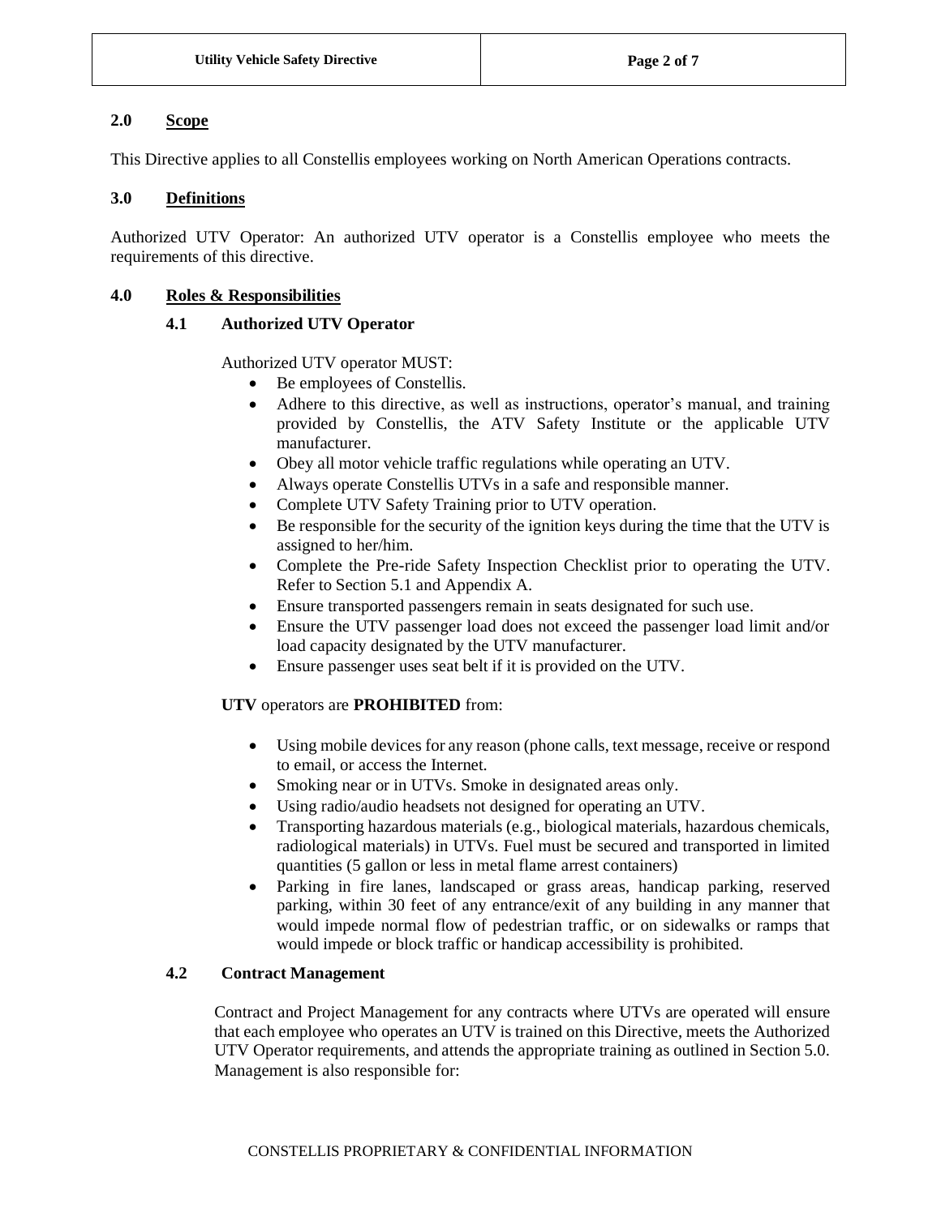## 2.0 Scope

This Directive applies to all Constellis employees working on North American Operations contracts.

## 3.0 Definitions

Authorized UTV Operator: An authorized UTV operator is a Constellis employee who meets the requirements of this directive.

## 4.0 Roles & Responsibilities

### 4.1 Authorized UTV Operator

Authorized UTV operator MUST:

- Be employees of Constellis.
- Adhere to this directive, as well as instructions, operator's manual, and training provided by Constellis, the ATV Safety Institute or the applicable UTV manufacturer.
- Obey all motor vehicle traffic regulations while operating an UTV.
- Always operate Constellis UTVs in a safe and responsible manner.
- Complete UTV Safety Training prior to UTV operation.
- Be responsible for the security of the ignition keys during the time that the UTV is assigned to her/him.
- Complete the Pre-ride Safety Inspection Checklist prior to operating the UTV. Refer to Section 5.1 and Appendix A.
- Ensure transported passengers remain in seats designated for such use.
- Ensure the UTV passenger load does not exceed the passenger load limit and/or load capacity designated by the UTV manufacturer.
- Ensure passenger uses seat belt if it is provided on the UTV.

**UTV** operators are **PROHIBITED** from:

- Using mobile devices for any reason (phone calls, text message, receive or respond to email, or access the Internet.
- Smoking near or in UTVs. Smoke in designated areas only.
- Using radio/audio headsets not designed for operating an UTV.
- Transporting hazardous materials (e.g., biological materials, hazardous chemicals, radiological materials) in UTVs. Fuel must be secured and transported in limited quantities (5 gallon or less in metal flame arrest containers)
- Parking in fire lanes, landscaped or grass areas, handicap parking, reserved parking, within 30 feet of any entrance/exit of any building in any manner that would impede normal flow of pedestrian traffic, or on sidewalks or ramps that would impede or block traffic or handicap accessibility is prohibited.

### 4.2 Contract Management

Contract and Project Management for any contracts where UTVs are operated will ensure that each employee who operates an UTV is trained on this Directive, meets the Authorized UTV Operator requirements, and attends the appropriate training as outlined in Section 5.0. Management is also responsible for: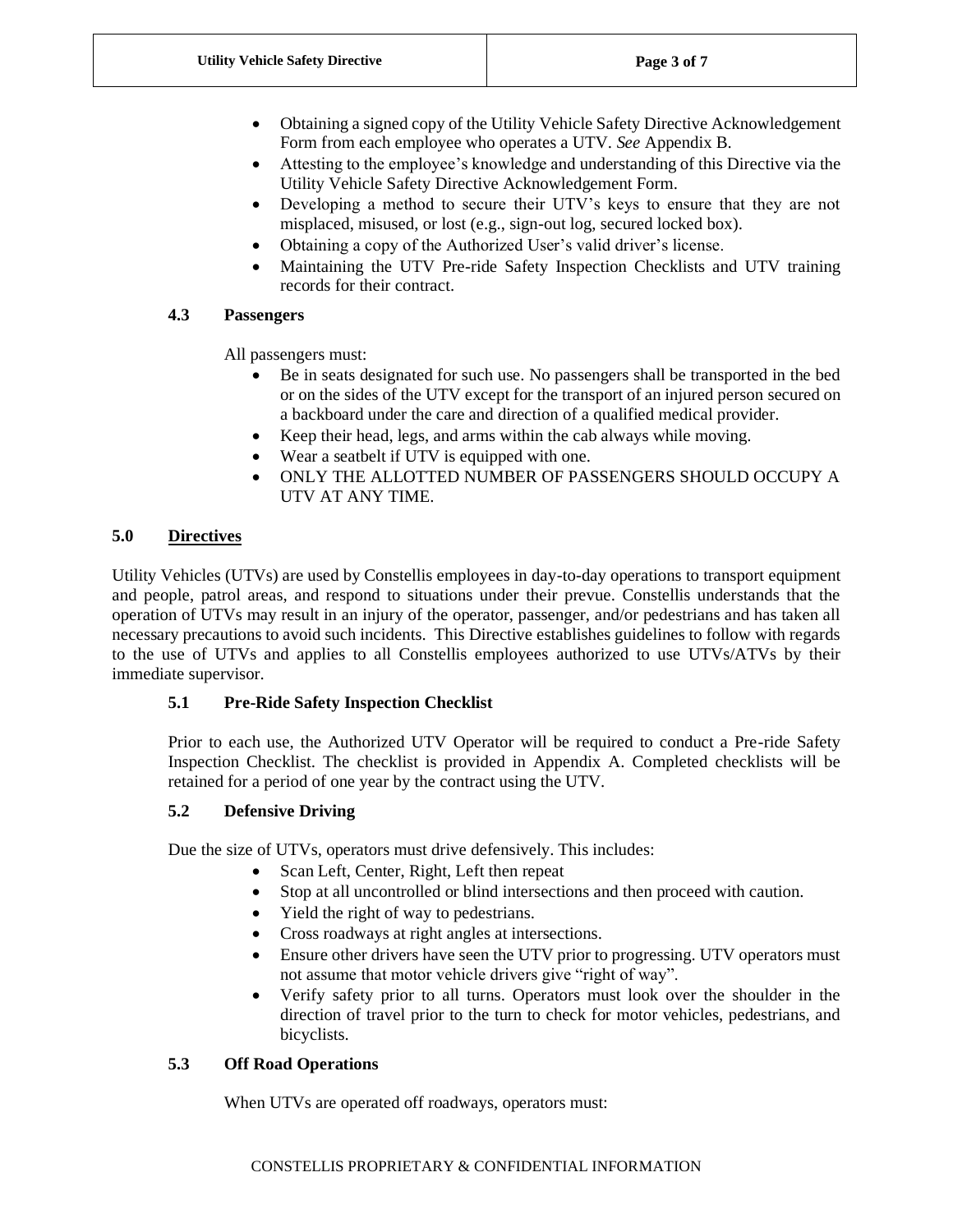- Obtaining a signed copy of the Utility Vehicle Safety Directive Acknowledgement Form from each employee who operates a UTV. *See* Appendix B.
- Attesting to the employee's knowledge and understanding of this Directive via the Utility Vehicle Safety Directive Acknowledgement Form.
- Developing a method to secure their UTV's keys to ensure that they are not misplaced, misused, or lost (e.g., sign-out log, secured locked box).
- Obtaining a copy of the Authorized User's valid driver's license.
- Maintaining the UTV Pre-ride Safety Inspection Checklists and UTV training records for their contract.

### 4.3 Passengers

All passengers must:

- Be in seats designated for such use. No passengers shall be transported in the bed or on the sides of the UTV except for the transport of an injured person secured on a backboard under the care and direction of a qualified medical provider.
- Keep their head, legs, and arms within the cab always while moving.
- Wear a seatbelt if UTV is equipped with one.
- ONLY THE ALLOTTED NUMBER OF PASSENGERS SHOULD OCCUPY A UTV AT ANY TIME.

## 5.0 Directives

Utility Vehicles (UTVs) are used by Constellis employees in day-to-day operations to transport equipment and people, patrol areas, and respond to situations under their prevue. Constellis understands that the operation of UTVs may result in an injury of the operator, passenger, and/or pedestrians and has taken all necessary precautions to avoid such incidents. This Directive establishes guidelines to follow with regards to the use of UTVs and applies to all Constellis employees authorized to use UTVs/ATVs by their immediate supervisor.

### 5.1 Pre-Ride Safety Inspection Checklist

Prior to each use, the Authorized UTV Operator will be required to conduct a Pre-ride Safety Inspection Checklist. The checklist is provided in Appendix A. Completed checklists will be retained for a period of one year by the contract using the UTV.

### 5.2 Defensive Driving

Due the size of UTVs, operators must drive defensively. This includes:

- Scan Left, Center, Right, Left then repeat
- Stop at all uncontrolled or blind intersections and then proceed with caution.
- Yield the right of way to pedestrians.
- Cross roadways at right angles at intersections.
- Ensure other drivers have seen the UTV prior to progressing. UTV operators must not assume that motor vehicle drivers give "right of way".
- Verify safety prior to all turns. Operators must look over the shoulder in the direction of travel prior to the turn to check for motor vehicles, pedestrians, and bicyclists.

### 5.3 Off Road Operations

When UTVs are operated off roadways, operators must: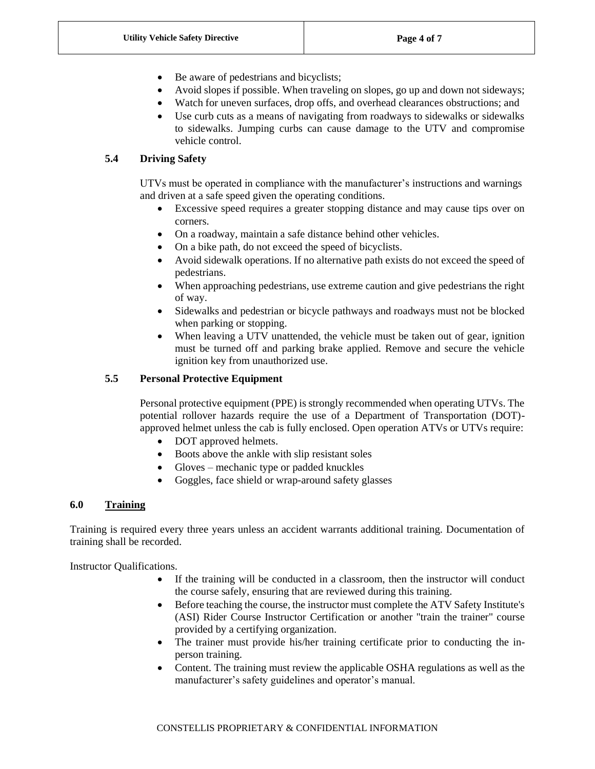- Be aware of pedestrians and bicyclists;
- Avoid slopes if possible. When traveling on slopes, go up and down not sideways;
- Watch for uneven surfaces, drop offs, and overhead clearances obstructions; and
- Use curb cuts as a means of navigating from roadways to sidewalks or sidewalks to sidewalks. Jumping curbs can cause damage to the UTV and compromise vehicle control.

### 5.4 Driving Safety

UTVs must be operated in compliance with the manufacturer's instructions and warnings and driven at a safe speed given the operating conditions.

- Excessive speed requires a greater stopping distance and may cause tips over on corners.
- On a roadway, maintain a safe distance behind other vehicles.
- On a bike path, do not exceed the speed of bicyclists.
- Avoid sidewalk operations. If no alternative path exists do not exceed the speed of pedestrians.
- When approaching pedestrians, use extreme caution and give pedestrians the right of way.
- Sidewalks and pedestrian or bicycle pathways and roadways must not be blocked when parking or stopping.
- When leaving a UTV unattended, the vehicle must be taken out of gear, ignition must be turned off and parking brake applied. Remove and secure the vehicle ignition key from unauthorized use.

### 5.5 Personal Protective Equipment

Personal protective equipment (PPE) is strongly recommended when operating UTVs. The potential rollover hazards require the use of a Department of Transportation (DOT)-approved helmet unless the cab is fully enclosed. Open operation ATVs or UTVs require:

- DOT approved helmets.
- Boots above the ankle with slip resistant soles
- Gloves – mechanic type or padded knuckles
- Goggles, face shield or wrap-around safety glasses

## 6.0 Training

Training is required every three years unless an accident warrants additional training. Documentation of training shall be recorded.

Instructor Qualifications.

- If the training will be conducted in a classroom, then the instructor will conduct the course safely, ensuring that are reviewed during this training.
- Before teaching the course, the instructor must complete the ATV Safety Institute's (ASI) Rider Course Instructor Certification or another "train the trainer" course provided by a certifying organization.
- The trainer must provide his/her training certificate prior to conducting the in-person training.
- Content. The training must review the applicable OSHA regulations as well as the manufacturer's safety guidelines and operator's manual.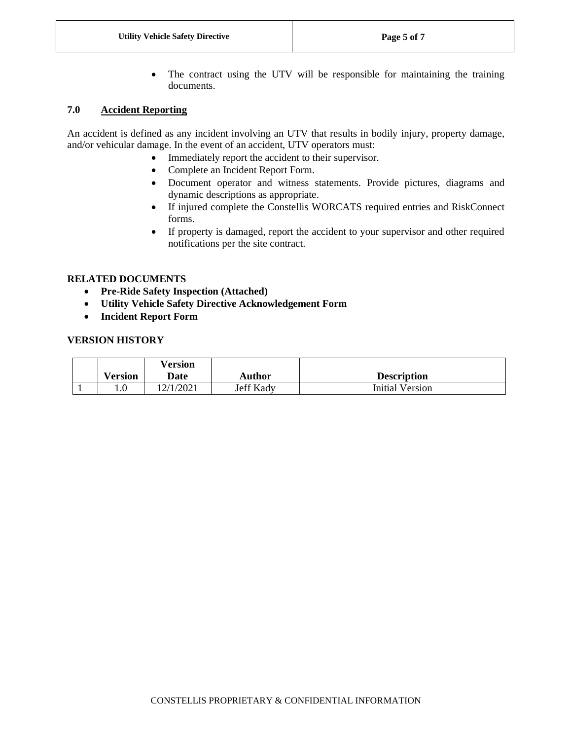- The contract using the UTV will be responsible for maintaining the training documents.

## 7.0 Accident Reporting

An accident is defined as any incident involving an UTV that results in bodily injury, property damage, and/or vehicular damage. In the event of an accident, UTV operators must:

- Immediately report the accident to their supervisor.
- Complete an Incident Report Form.
- Document operator and witness statements. Provide pictures, diagrams and dynamic descriptions as appropriate.
- If injured complete the Constellis WORCATS required entries and RiskConnect forms.
- If property is damaged, report the accident to your supervisor and other required notifications per the site contract.

## RELATED DOCUMENTS

- **Pre-Ride Safety Inspection (Attached)**
- **Utility Vehicle Safety Directive Acknowledgement Form**
- **Incident Report Form**

## VERSION HISTORY

| | Version | Version Date | Author | Description |
|---|---|---|---|---|
| 1 | 1.0 | 12/1/2021 | Jeff Kady | Initial Version |

CONSTELLIS PROPRIETARY & CONFIDENTIAL INFORMATION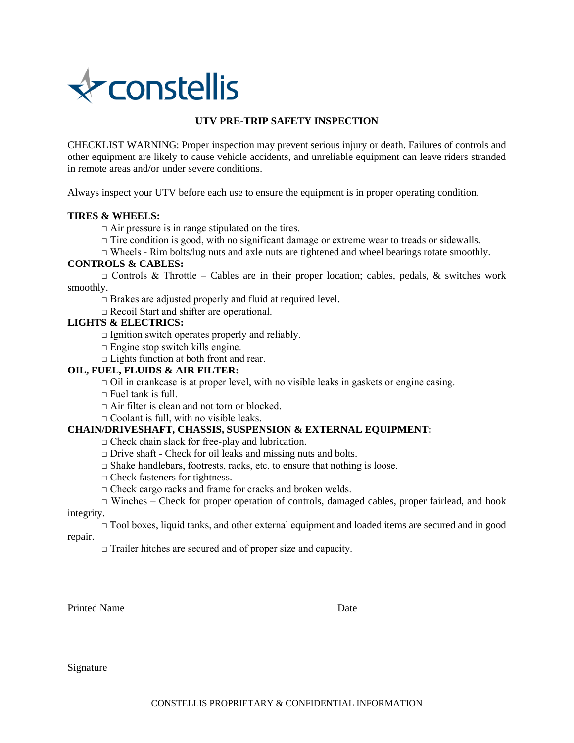constellis

## UTV PRE-TRIP SAFETY INSPECTION

CHECKLIST WARNING: Proper inspection may prevent serious injury or death. Failures of controls and other equipment are likely to cause vehicle accidents, and unreliable equipment can leave riders stranded in remote areas and/or under severe conditions.

Always inspect your UTV before each use to ensure the equipment is in proper operating condition.

**TIRES & WHEELS:**

- □ Air pressure is in range stipulated on the tires.
- □ Tire condition is good, with no significant damage or extreme wear to treads or sidewalls.
- □ Wheels - Rim bolts/lug nuts and axle nuts are tightened and wheel bearings rotate smoothly.

**CONTROLS & CABLES:**

- □ Controls & Throttle – Cables are in their proper location; cables, pedals, & switches work smoothly.
- □ Brakes are adjusted properly and fluid at required level.
- □ Recoil Start and shifter are operational.

**LIGHTS & ELECTRICS:**

- □ Ignition switch operates properly and reliably.
- □ Engine stop switch kills engine.
- □ Lights function at both front and rear.

**OIL, FUEL, FLUIDS & AIR FILTER:**

- □ Oil in crankcase is at proper level, with no visible leaks in gaskets or engine casing.
- □ Fuel tank is full.
- □ Air filter is clean and not torn or blocked.
- □ Coolant is full, with no visible leaks.

**CHAIN/DRIVESHAFT, CHASSIS, SUSPENSION & EXTERNAL EQUIPMENT:**

- □ Check chain slack for free-play and lubrication.
- □ Drive shaft - Check for oil leaks and missing nuts and bolts.
- □ Shake handlebars, footrests, racks, etc. to ensure that nothing is loose.
- □ Check fasteners for tightness.
- □ Check cargo racks and frame for cracks and broken welds.
- □ Winches – Check for proper operation of controls, damaged cables, proper fairlead, and hook integrity.
- □ Tool boxes, liquid tanks, and other external equipment and loaded items are secured and in good repair.
- □ Trailer hitches are secured and of proper size and capacity.

\_\_\_\_\_\_\_\_\_\_\_\_\_\_\_\_\_\_\_\_\_\_\_\_\_\_
Printed Name

\_\_\_\_\_\_\_\_\_\_\_\_\_\_\_\_\_\_\_\_
Date

\_\_\_\_\_\_\_\_\_\_\_\_\_\_\_\_\_\_\_\_\_\_\_\_\_\_
Signature

CONSTELLIS PROPRIETARY & CONFIDENTIAL INFORMATION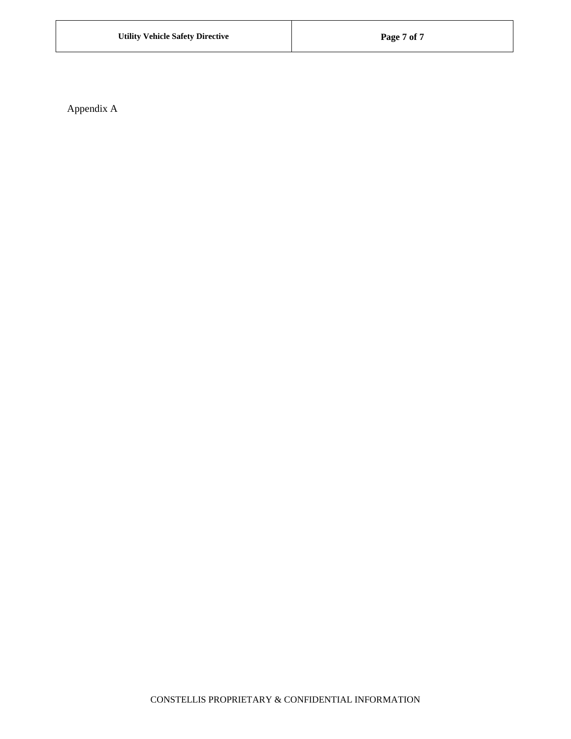Appendix A